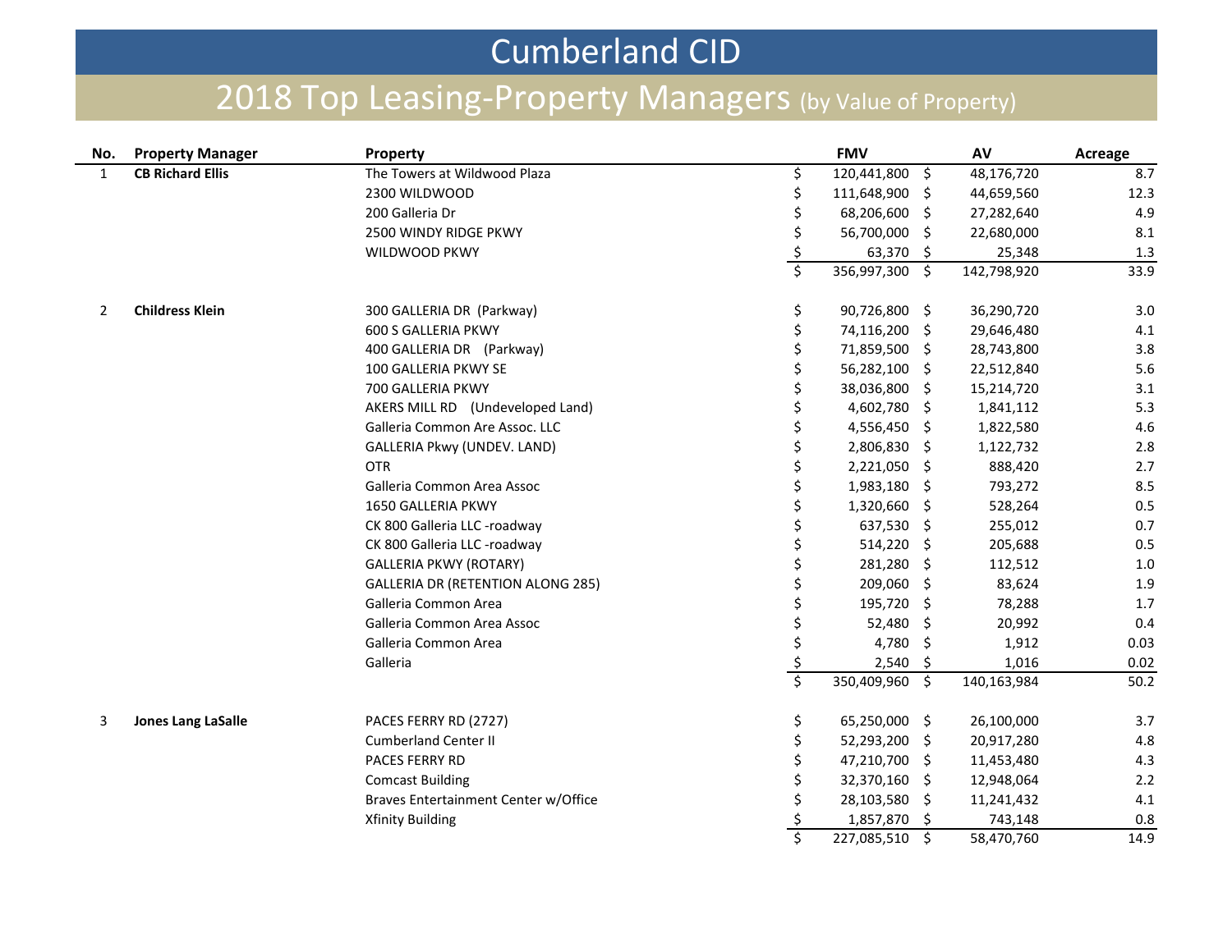# Cumberland CID

## 2018 Top Leasing-Property Managers (by Value of Property)

| No. | Property Manager | Property | FMV | AV | Acreage |
|---|---|---|---|---|---|
| 1 | **CB Richard Ellis** | The Towers at Wildwood Plaza | $ 120,441,800 | $ 48,176,720 | 8.7 |
| | | 2300 WILDWOOD | $ 111,648,900 | $ 44,659,560 | 12.3 |
| | | 200 Galleria Dr | $ 68,206,600 | $ 27,282,640 | 4.9 |
| | | 2500 WINDY RIDGE PKWY | $ 56,700,000 | $ 22,680,000 | 8.1 |
| | | WILDWOOD PKWY | $ 63,370 | $ 25,348 | 1.3 |
| | | | $ 356,997,300 | $ 142,798,920 | 33.9 |
| 2 | **Childress Klein** | 300 GALLERIA DR (Parkway) | $ 90,726,800 | $ 36,290,720 | 3.0 |
| | | 600 S GALLERIA PKWY | $ 74,116,200 | $ 29,646,480 | 4.1 |
| | | 400 GALLERIA DR (Parkway) | $ 71,859,500 | $ 28,743,800 | 3.8 |
| | | 100 GALLERIA PKWY SE | $ 56,282,100 | $ 22,512,840 | 5.6 |
| | | 700 GALLERIA PKWY | $ 38,036,800 | $ 15,214,720 | 3.1 |
| | | AKERS MILL RD (Undeveloped Land) | $ 4,602,780 | $ 1,841,112 | 5.3 |
| | | Galleria Common Are Assoc. LLC | $ 4,556,450 | $ 1,822,580 | 4.6 |
| | | GALLERIA Pkwy (UNDEV. LAND) | $ 2,806,830 | $ 1,122,732 | 2.8 |
| | | OTR | $ 2,221,050 | $ 888,420 | 2.7 |
| | | Galleria Common Area Assoc | $ 1,983,180 | $ 793,272 | 8.5 |
| | | 1650 GALLERIA PKWY | $ 1,320,660 | $ 528,264 | 0.5 |
| | | CK 800 Galleria LLC -roadway | $ 637,530 | $ 255,012 | 0.7 |
| | | CK 800 Galleria LLC -roadway | $ 514,220 | $ 205,688 | 0.5 |
| | | GALLERIA PKWY (ROTARY) | $ 281,280 | $ 112,512 | 1.0 |
| | | GALLERIA DR (RETENTION ALONG 285) | $ 209,060 | $ 83,624 | 1.9 |
| | | Galleria Common Area | $ 195,720 | $ 78,288 | 1.7 |
| | | Galleria Common Area Assoc | $ 52,480 | $ 20,992 | 0.4 |
| | | Galleria Common Area | $ 4,780 | $ 1,912 | 0.03 |
| | | Galleria | $ 2,540 | $ 1,016 | 0.02 |
| | | | $ 350,409,960 | $ 140,163,984 | 50.2 |
| 3 | **Jones Lang LaSalle** | PACES FERRY RD (2727) | $ 65,250,000 | $ 26,100,000 | 3.7 |
| | | Cumberland Center II | $ 52,293,200 | $ 20,917,280 | 4.8 |
| | | PACES FERRY RD | $ 47,210,700 | $ 11,453,480 | 4.3 |
| | | Comcast Building | $ 32,370,160 | $ 12,948,064 | 2.2 |
| | | Braves Entertainment Center w/Office | $ 28,103,580 | $ 11,241,432 | 4.1 |
| | | Xfinity Building | $ 1,857,870 | $ 743,148 | 0.8 |
| | | | $ 227,085,510 | $ 58,470,760 | 14.9 |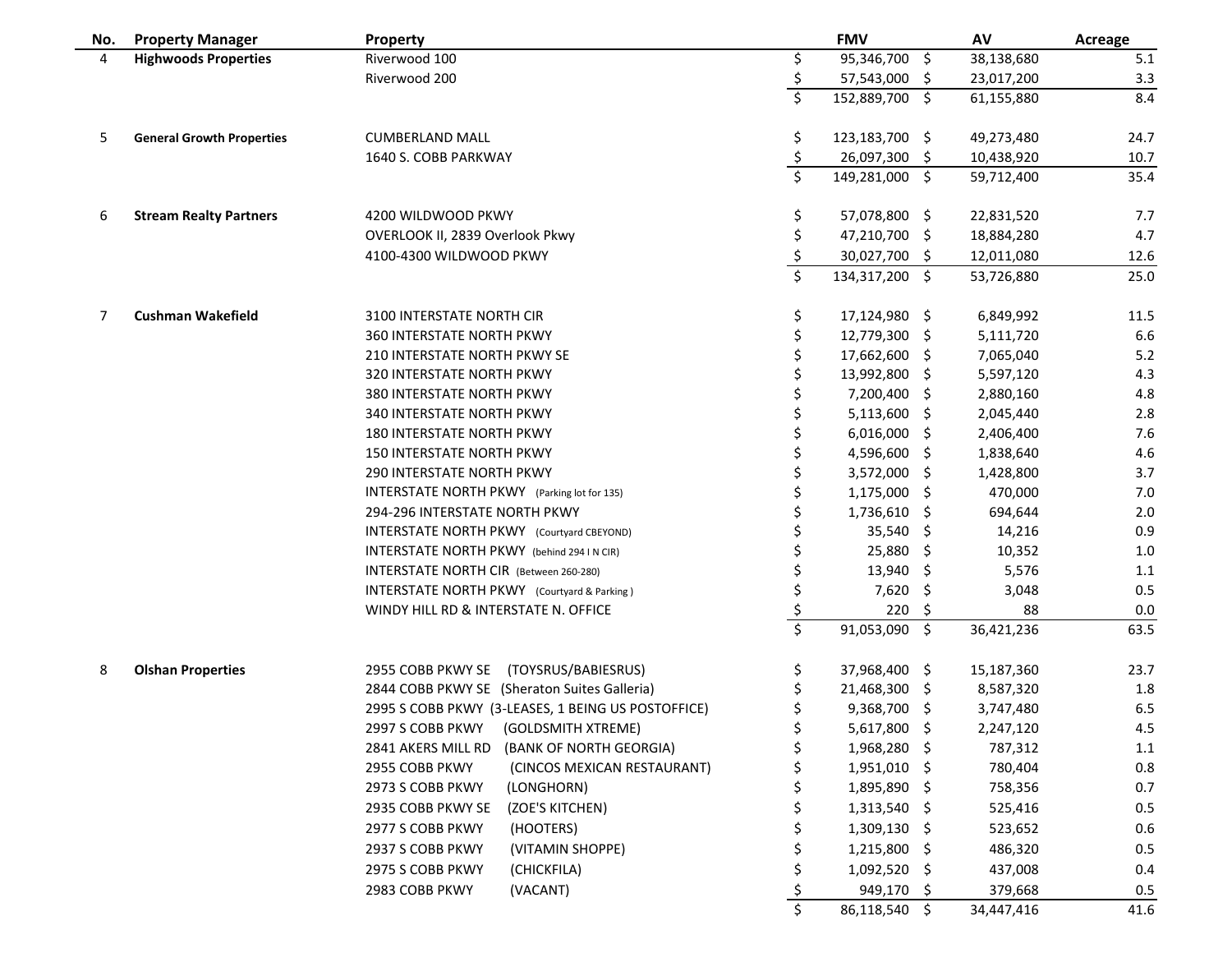| No. | Property Manager | Property | FMV | AV | Acreage |
|---|---|---|---|---|---|
| 4 | **Highwoods Properties** | Riverwood 100 | $ 95,346,700 | $ 38,138,680 | 5.1 |
| | | Riverwood 200 | $ 57,543,000 | $ 23,017,200 | 3.3 |
| | | | $ 152,889,700 | $ 61,155,880 | 8.4 |
| 5 | **General Growth Properties** | CUMBERLAND MALL | $ 123,183,700 | $ 49,273,480 | 24.7 |
| | | 1640 S. COBB PARKWAY | $ 26,097,300 | $ 10,438,920 | 10.7 |
| | | | $ 149,281,000 | $ 59,712,400 | 35.4 |
| 6 | **Stream Realty Partners** | 4200 WILDWOOD PKWY | $ 57,078,800 | $ 22,831,520 | 7.7 |
| | | OVERLOOK II, 2839 Overlook Pkwy | $ 47,210,700 | $ 18,884,280 | 4.7 |
| | | 4100-4300 WILDWOOD PKWY | $ 30,027,700 | $ 12,011,080 | 12.6 |
| | | | $ 134,317,200 | $ 53,726,880 | 25.0 |
| 7 | **Cushman Wakefield** | 3100 INTERSTATE NORTH CIR | $ 17,124,980 | $ 6,849,992 | 11.5 |
| | | 360 INTERSTATE NORTH PKWY | $ 12,779,300 | $ 5,111,720 | 6.6 |
| | | 210 INTERSTATE NORTH PKWY SE | $ 17,662,600 | $ 7,065,040 | 5.2 |
| | | 320 INTERSTATE NORTH PKWY | $ 13,992,800 | $ 5,597,120 | 4.3 |
| | | 380 INTERSTATE NORTH PKWY | $ 7,200,400 | $ 2,880,160 | 4.8 |
| | | 340 INTERSTATE NORTH PKWY | $ 5,113,600 | $ 2,045,440 | 2.8 |
| | | 180 INTERSTATE NORTH PKWY | $ 6,016,000 | $ 2,406,400 | 7.6 |
| | | 150 INTERSTATE NORTH PKWY | $ 4,596,600 | $ 1,838,640 | 4.6 |
| | | 290 INTERSTATE NORTH PKWY | $ 3,572,000 | $ 1,428,800 | 3.7 |
| | | INTERSTATE NORTH PKWY (Parking lot for 135) | $ 1,175,000 | $ 470,000 | 7.0 |
| | | 294-296 INTERSTATE NORTH PKWY | $ 1,736,610 | $ 694,644 | 2.0 |
| | | INTERSTATE NORTH PKWY (Courtyard CBEYOND) | $ 35,540 | $ 14,216 | 0.9 |
| | | INTERSTATE NORTH PKWY (behind 294 I N CIR) | $ 25,880 | $ 10,352 | 1.0 |
| | | INTERSTATE NORTH CIR (Between 260-280) | $ 13,940 | $ 5,576 | 1.1 |
| | | INTERSTATE NORTH PKWY (Courtyard & Parking ) | $ 7,620 | $ 3,048 | 0.5 |
| | | WINDY HILL RD & INTERSTATE N. OFFICE | $ 220 | $ 88 | 0.0 |
| | | | $ 91,053,090 | $ 36,421,236 | 63.5 |
| 8 | **Olshan Properties** | 2955 COBB PKWY SE (TOYSRUS/BABIESRUS) | $ 37,968,400 | $ 15,187,360 | 23.7 |
| | | 2844 COBB PKWY SE (Sheraton Suites Galleria) | $ 21,468,300 | $ 8,587,320 | 1.8 |
| | | 2995 S COBB PKWY (3-LEASES, 1 BEING US POSTOFFICE) | $ 9,368,700 | $ 3,747,480 | 6.5 |
| | | 2997 S COBB PKWY (GOLDSMITH XTREME) | $ 5,617,800 | $ 2,247,120 | 4.5 |
| | | 2841 AKERS MILL RD (BANK OF NORTH GEORGIA) | $ 1,968,280 | $ 787,312 | 1.1 |
| | | 2955 COBB PKWY (CINCOS MEXICAN RESTAURANT) | $ 1,951,010 | $ 780,404 | 0.8 |
| | | 2973 S COBB PKWY (LONGHORN) | $ 1,895,890 | $ 758,356 | 0.7 |
| | | 2935 COBB PKWY SE (ZOE'S KITCHEN) | $ 1,313,540 | $ 525,416 | 0.5 |
| | | 2977 S COBB PKWY (HOOTERS) | $ 1,309,130 | $ 523,652 | 0.6 |
| | | 2937 S COBB PKWY (VITAMIN SHOPPE) | $ 1,215,800 | $ 486,320 | 0.5 |
| | | 2975 S COBB PKWY (CHICKFILA) | $ 1,092,520 | $ 437,008 | 0.4 |
| | | 2983 COBB PKWY (VACANT) | $ 949,170 | $ 379,668 | 0.5 |
| | | | $ 86,118,540 | $ 34,447,416 | 41.6 |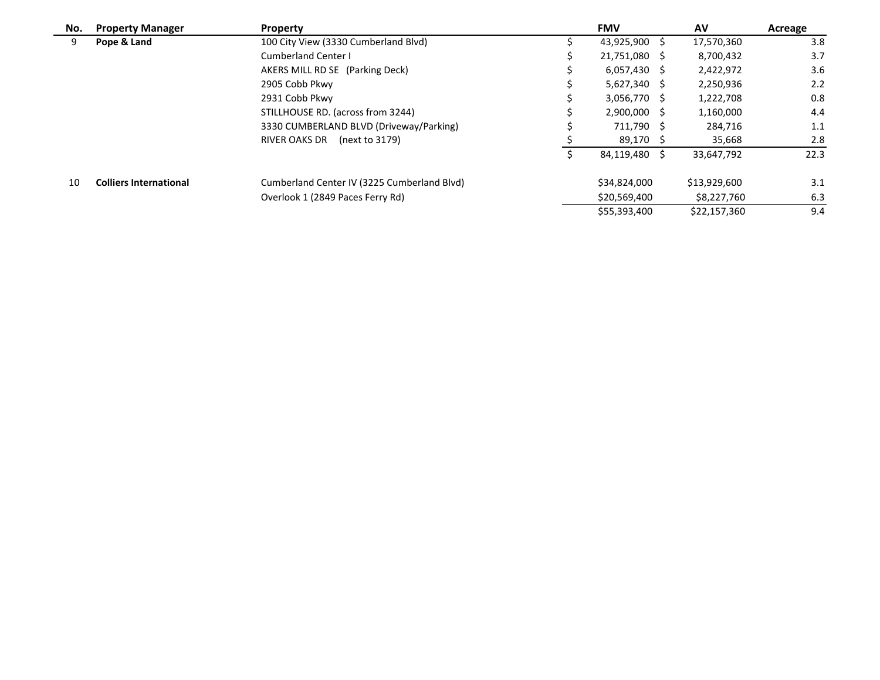| No. | Property Manager | Property | FMV | AV | Acreage |
|---|---|---|---|---|---|
| 9 | **Pope & Land** | 100 City View (3330 Cumberland Blvd) | $ 43,925,900 | $ 17,570,360 | 3.8 |
| | | Cumberland Center I | $ 21,751,080 | $ 8,700,432 | 3.7 |
| | | AKERS MILL RD SE (Parking Deck) | $ 6,057,430 | $ 2,422,972 | 3.6 |
| | | 2905 Cobb Pkwy | $ 5,627,340 | $ 2,250,936 | 2.2 |
| | | 2931 Cobb Pkwy | $ 3,056,770 | $ 1,222,708 | 0.8 |
| | | STILLHOUSE RD. (across from 3244) | $ 2,900,000 | $ 1,160,000 | 4.4 |
| | | 3330 CUMBERLAND BLVD (Driveway/Parking) | $ 711,790 | $ 284,716 | 1.1 |
| | | RIVER OAKS DR (next to 3179) | $ 89,170 | $ 35,668 | 2.8 |
| | | | $ 84,119,480 | $ 33,647,792 | 22.3 |
| 10 | **Colliers International** | Cumberland Center IV (3225 Cumberland Blvd) | $34,824,000 | $13,929,600 | 3.1 |
| | | Overlook 1 (2849 Paces Ferry Rd) | $20,569,400 | $8,227,760 | 6.3 |
| | | | $55,393,400 | $22,157,360 | 9.4 |